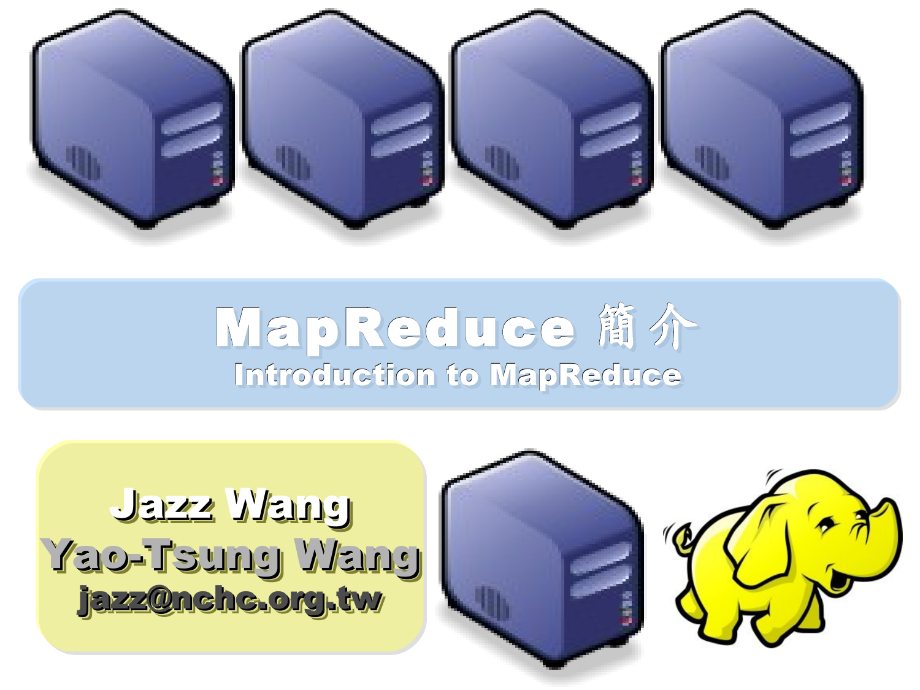# MapReduce 簡介

## Introduction to MapReduce

**Jazz Wang**

**Yao-Tsung Wang**

**jazz@nchc.org.tw**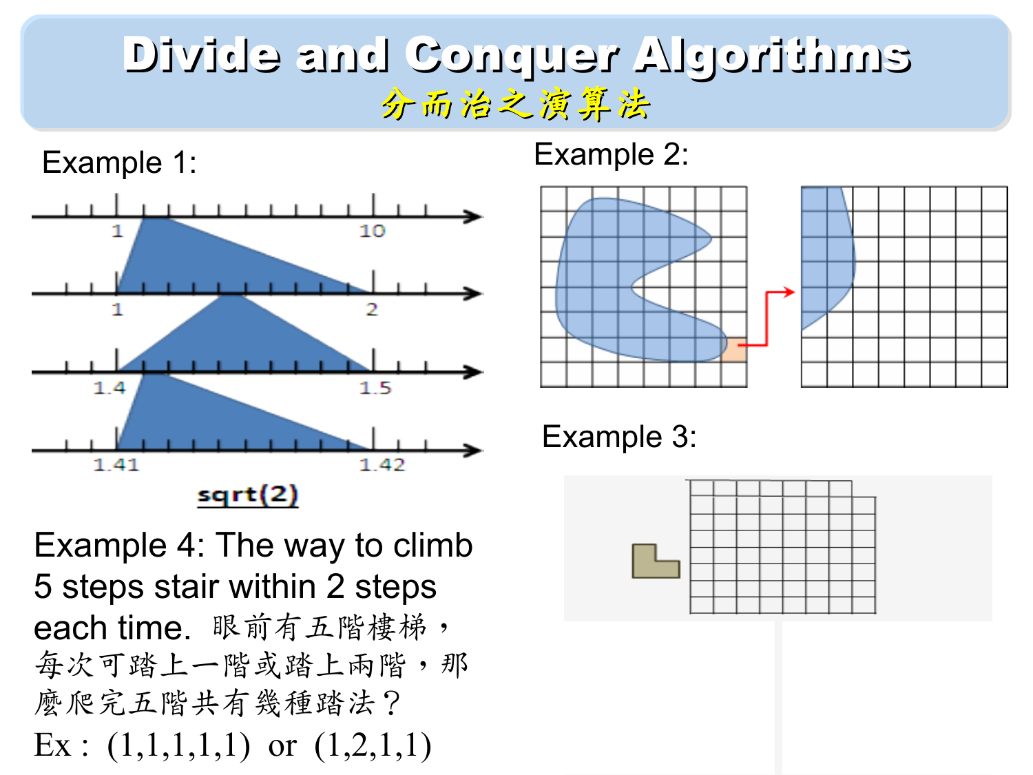# Divide and Conquer Algorithms

## 分而治之演算法

Example 1:

1 10

1 2

1.4 1.5

1.41 1.42

sqrt(2)

Example 2:

Example 3:

Example 4: The way to climb 5 steps stair within 2 steps each time. 眼前有五階樓梯，每次可踏上一階或踏上兩階，那麼爬完五階共有幾種踏法？

Ex：(1,1,1,1,1) or (1,2,1,1)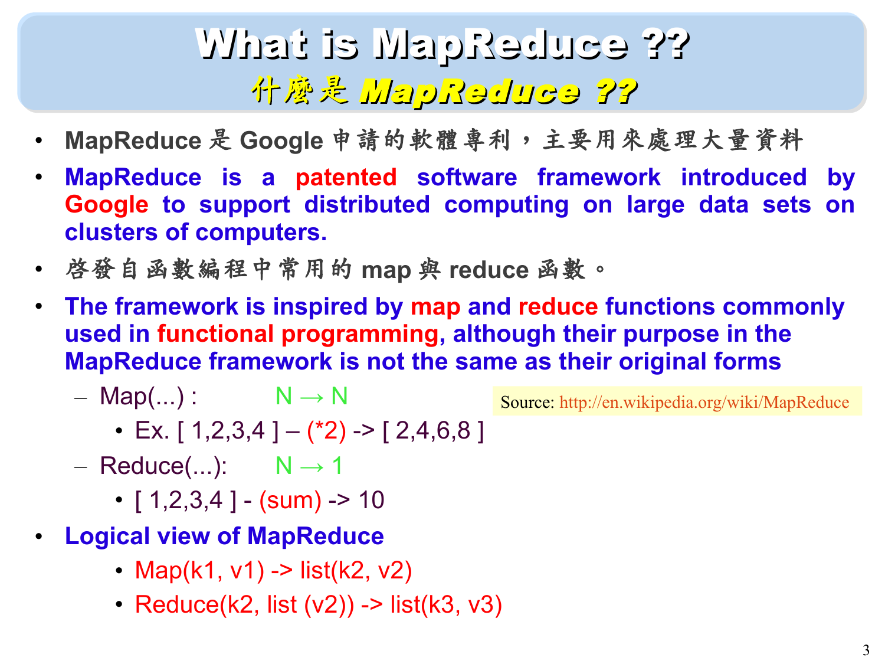# What is MapReduce ??

## 什麼是 MapReduce ??

- MapReduce 是 Google 申請的軟體專利，主要用來處理大量資料
- MapReduce is a patented software framework introduced by Google to support distributed computing on large data sets on clusters of computers.
- 啓發自函數編程中常用的 map 與 reduce 函數。
- The framework is inspired by map and reduce functions commonly used in functional programming, although their purpose in the MapReduce framework is not the same as their original forms
  - Map(...) : N → N
    - Ex. [ 1,2,3,4 ] – (*2) -> [ 2,4,6,8 ]
  - Reduce(...): N → 1
    - [ 1,2,3,4 ] - (sum) -> 10
- Logical view of MapReduce
  - Map(k1, v1) -> list(k2, v2)
  - Reduce(k2, list (v2)) -> list(k3, v3)

Source: http://en.wikipedia.org/wiki/MapReduce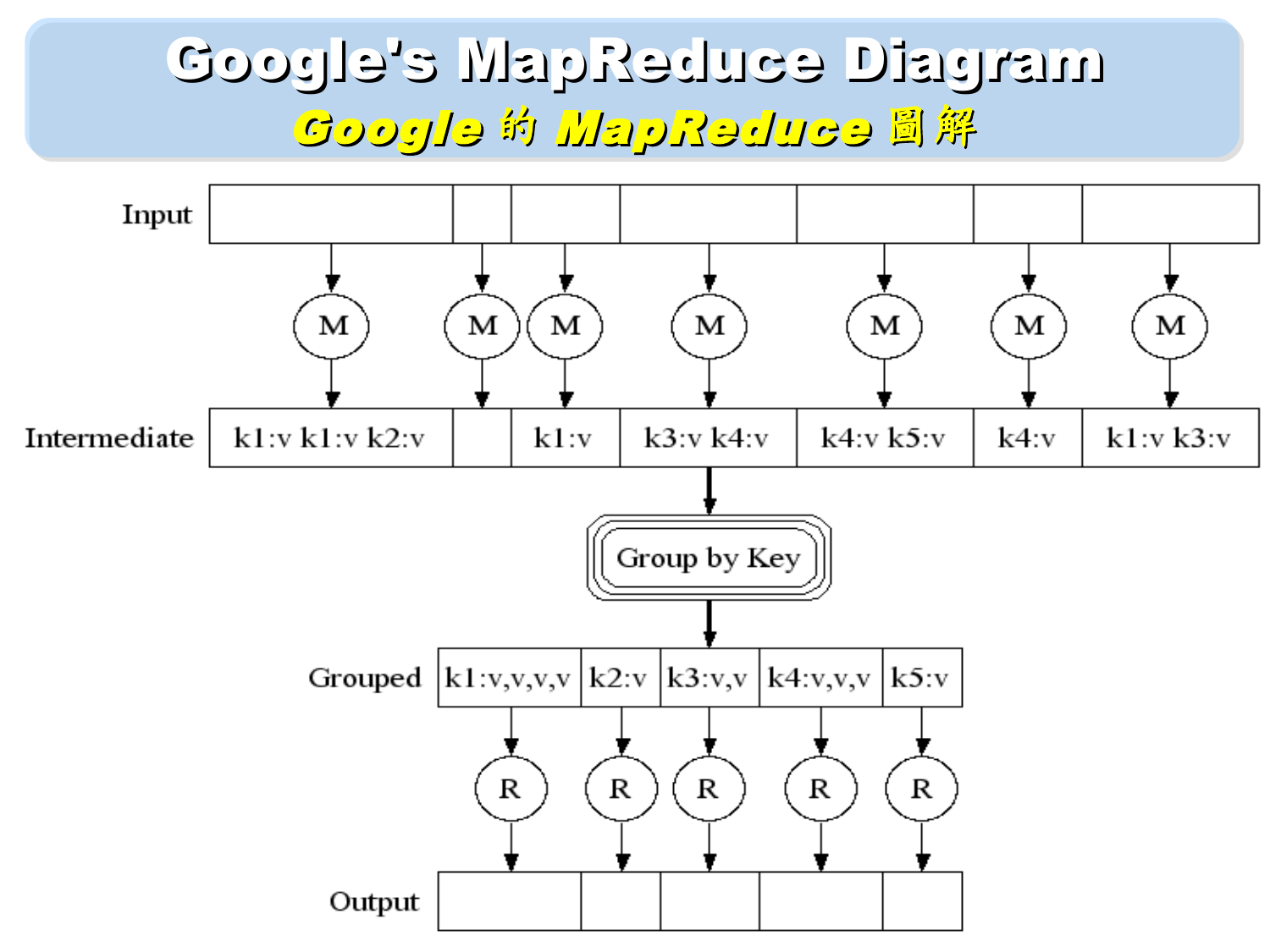# Google's MapReduce Diagram

## Google 的 MapReduce 圖解

Input

M M M M M M M

Intermediate: k1:v k1:v k2:v | | k1:v | k3:v k4:v | k4:v k5:v | k4:v | k1:v k3:v

Group by Key

Grouped: k1:v,v,v,v | k2:v | k3:v,v | k4:v,v,v | k5:v

R R R R R

Output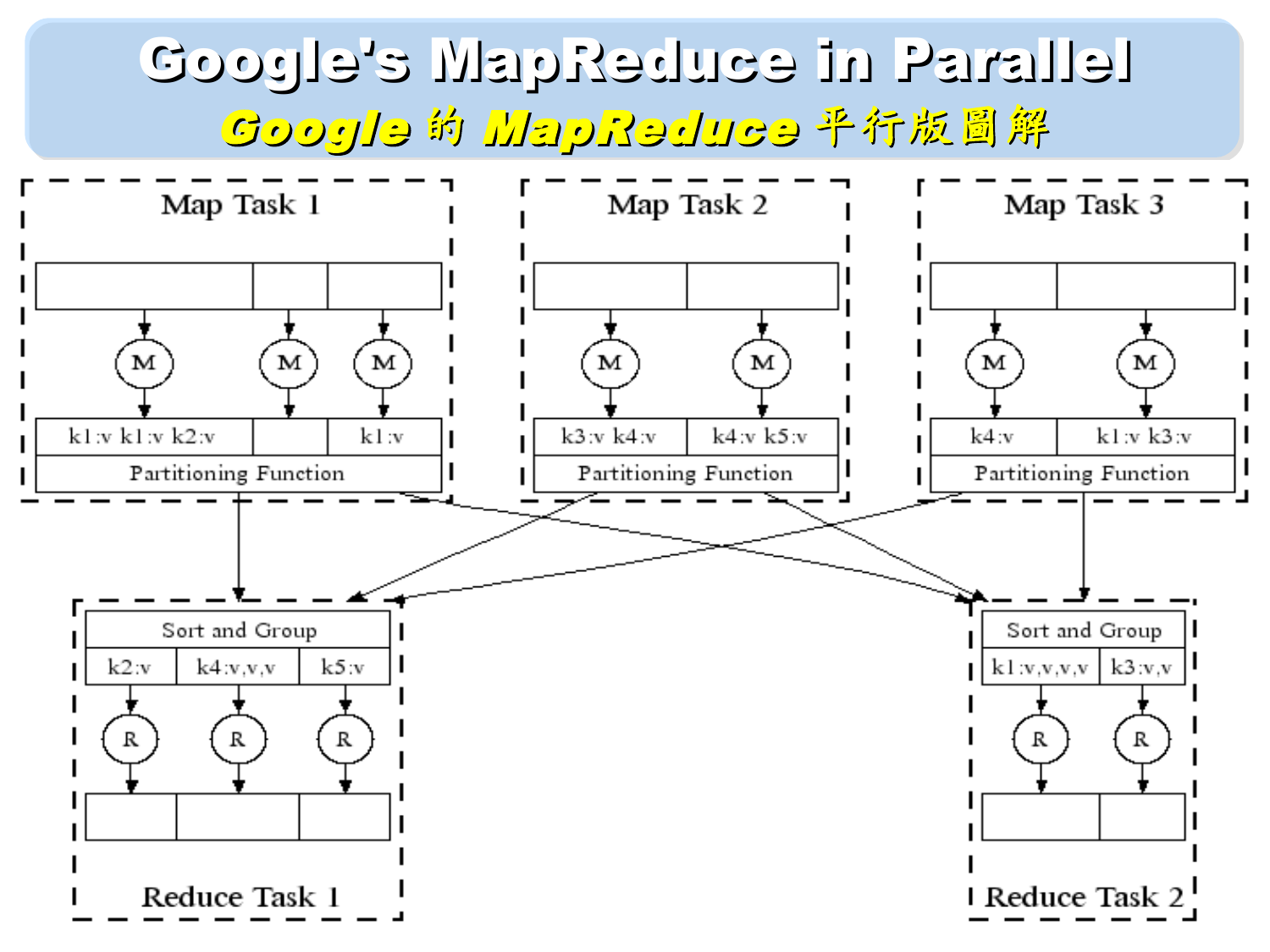# Google's MapReduce in Parallel

## *Google* 的 *MapReduce* 平行版圖解

Map Task 1

k1:v k1:v k2:v | | k1:v

Partitioning Function

Map Task 2

k3:v k4:v | k4:v k5:v

Partitioning Function

Map Task 3

k4:v | k1:v k3:v

Partitioning Function

Reduce Task 1

Sort and Group

k2:v | k4:v,v,v | k5:v

Reduce Task 2

Sort and Group

k1:v,v,v,v | k3:v,v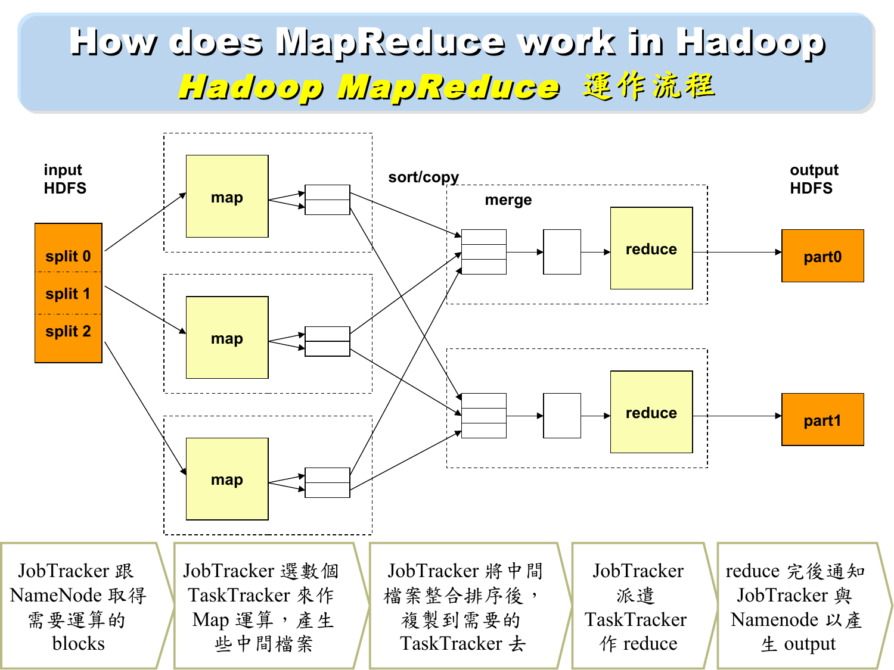# How does MapReduce work in Hadoop

## Hadoop MapReduce 運作流程

input HDFS

split 0
split 1
split 2

map
map
map

sort/copy

merge

reduce
reduce

output HDFS

part0
part1

1. JobTracker 跟 NameNode 取得需要運算的 blocks
2. JobTracker 選數個 TaskTracker 來作 Map 運算，產生些中間檔案
3. JobTracker 將中間檔案整合排序後，複製到需要的 TaskTracker 去
4. JobTracker 派遣 TaskTracker 作 reduce
5. reduce 完後通知 JobTracker 與 Namenode 以產生 output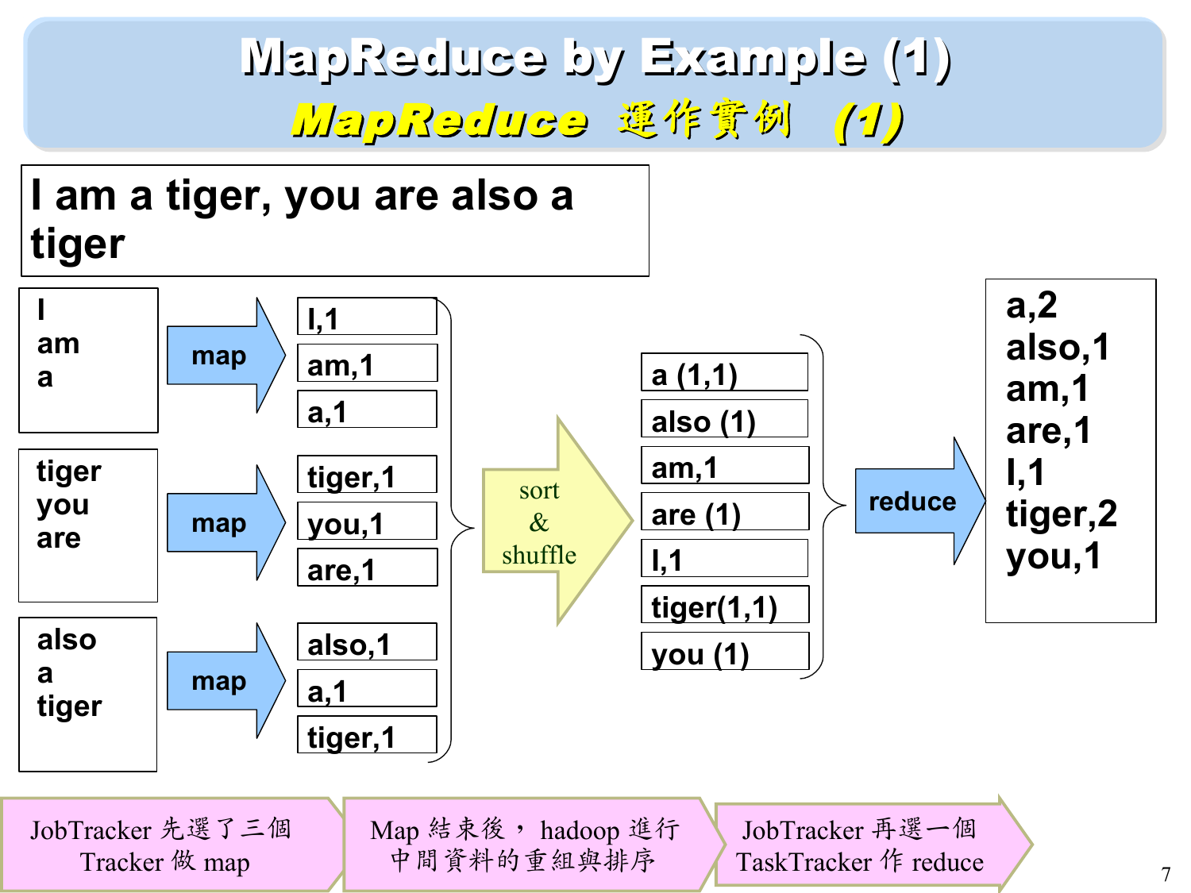# MapReduce by Example (1)

## *MapReduce 運作實例 (1)*

**I am a tiger, you are also a tiger**

| Input split | | Map output | | Sort & shuffle output | | Reduce output |
|---|---|---|---|---|---|---|
| I am a | map | I,1 / am,1 / a,1 | sort & shuffle | a (1,1) | reduce | a,2 |
| tiger you are | map | tiger,1 / you,1 / are,1 | | also (1) | | also,1 |
| also a tiger | map | also,1 / a,1 / tiger,1 | | am,1 | | am,1 |
| | | | | are (1) | | are,1 |
| | | | | I,1 | | I,1 |
| | | | | tiger(1,1) | | tiger,2 |
| | | | | you (1) | | you,1 |

1. JobTracker 先選了三個 Tracker 做 map
2. Map 結束後，hadoop 進行中間資料的重組與排序
3. JobTracker 再選一個 TaskTracker 作 reduce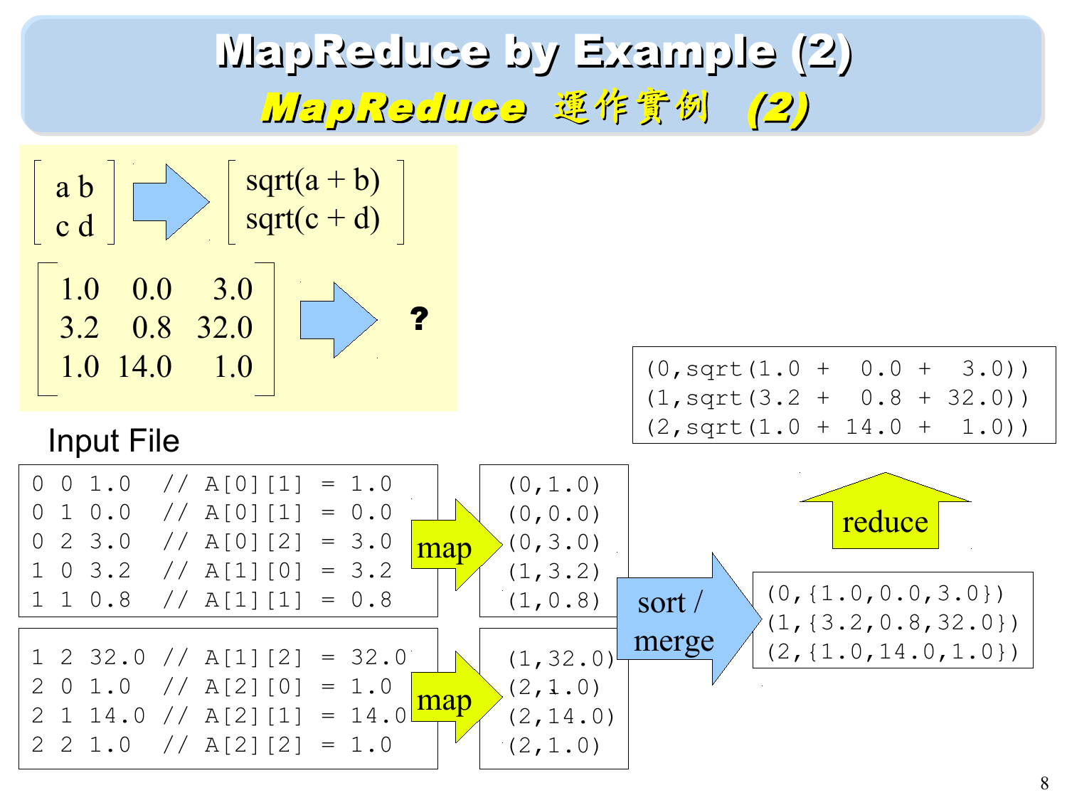# MapReduce by Example (2)

## *MapReduce* 運作實例 *(2)*

$$\begin{bmatrix} a\ b \\ c\ d \end{bmatrix} \Rightarrow \begin{bmatrix} \text{sqrt}(a+b) \\ \text{sqrt}(c+d) \end{bmatrix}$$

$$\begin{bmatrix} 1.0 & 0.0 & 3.0 \\ 3.2 & 0.8 & 32.0 \\ 1.0 & 14.0 & 1.0 \end{bmatrix} \Rightarrow \ ?$$

Input File

```
0 0 1.0   // A[0][1] = 1.0
0 1 0.0   // A[0][1] = 0.0
0 2 3.0   // A[0][2] = 3.0
1 0 3.2   // A[1][0] = 3.2
1 1 0.8   // A[1][1] = 0.8
```

**map** →

```
(0,1.0)
(0,0.0)
(0,3.0)
(1,3.2)
(1,0.8)
```

```
1 2 32.0 // A[1][2] = 32.0
2 0 1.0  // A[2][0] = 1.0
2 1 14.0 // A[2][1] = 14.0
2 2 1.0  // A[2][2] = 1.0
```

**map** →

```
(1,32.0)
(2,1.0)
(2,14.0)
(2,1.0)
```

**sort / merge** →

```
(0,{1.0,0.0,3.0})
(1,{3.2,0.8,32.0})
(2,{1.0,14.0,1.0})
```

**reduce** →

```
(0,sqrt(1.0 +  0.0 +  3.0))
(1,sqrt(3.2 +  0.8 + 32.0))
(2,sqrt(1.0 + 14.0 +  1.0))
```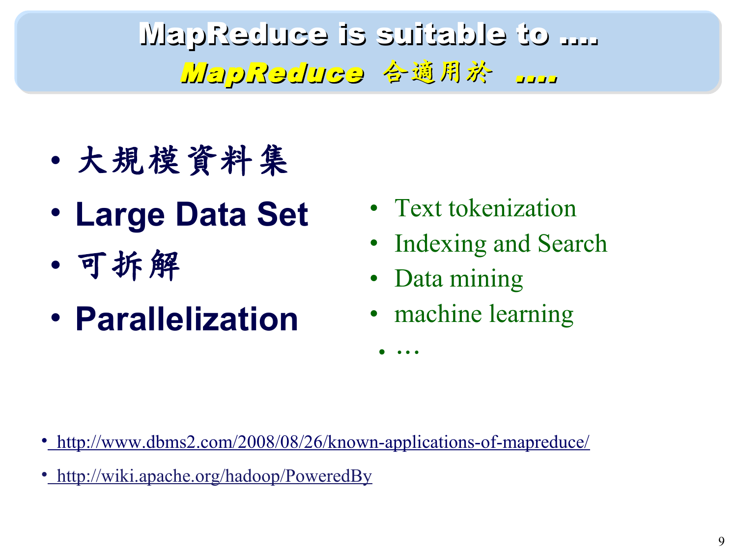# MapReduce is suitable to ....
## *MapReduce* 合適用於 ....

- 大規模資料集
- **Large Data Set**
- 可拆解
- **Parallelization**

- Text tokenization
- Indexing and Search
- Data mining
- machine learning
- …

- http://www.dbms2.com/2008/08/26/known-applications-of-mapreduce/
- http://wiki.apache.org/hadoop/PoweredBy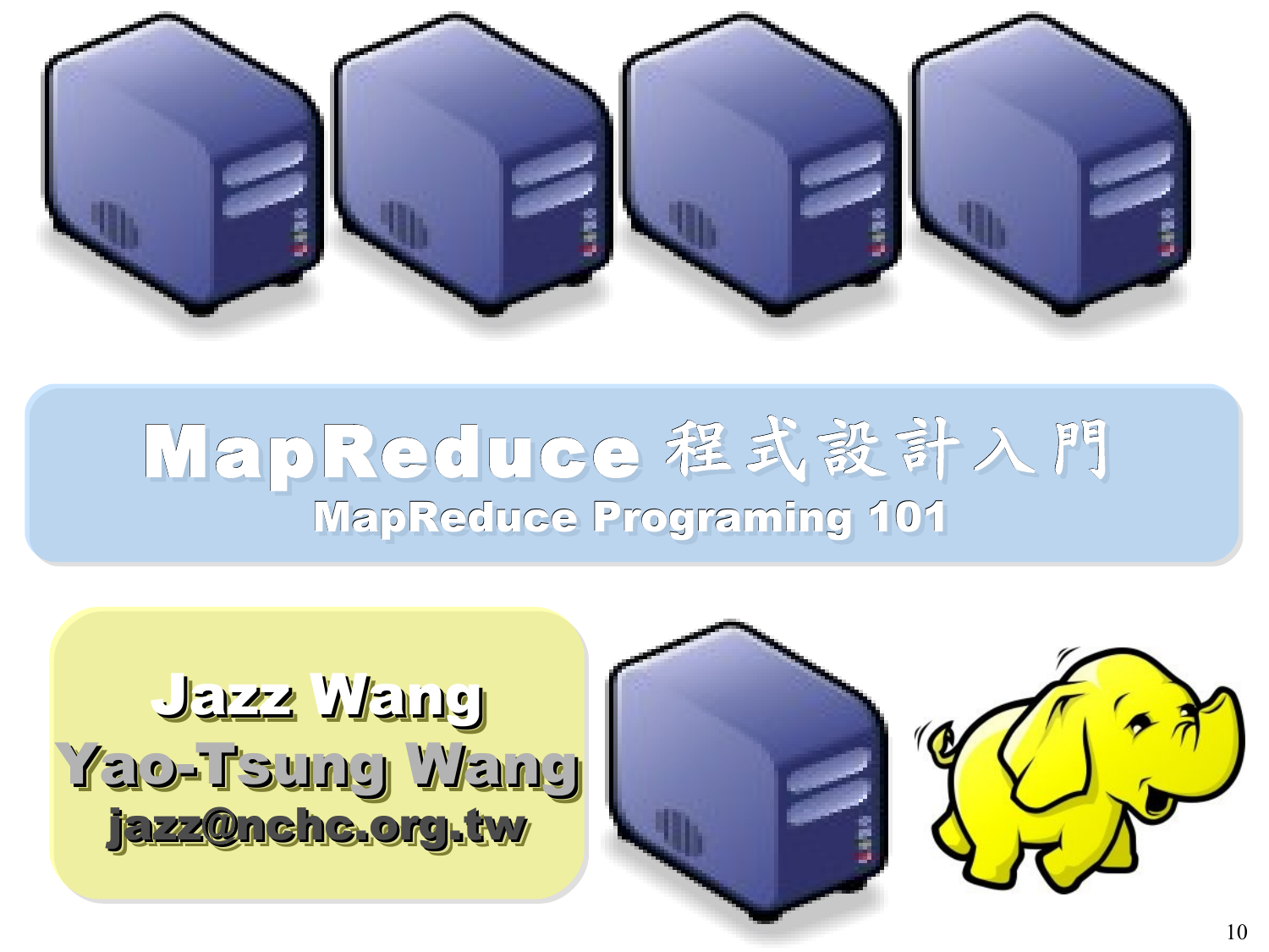# MapReduce 程式設計入門

## MapReduce Programing 101

**Jazz Wang**

**Yao-Tsung Wang**

**jazz@nchc.org.tw**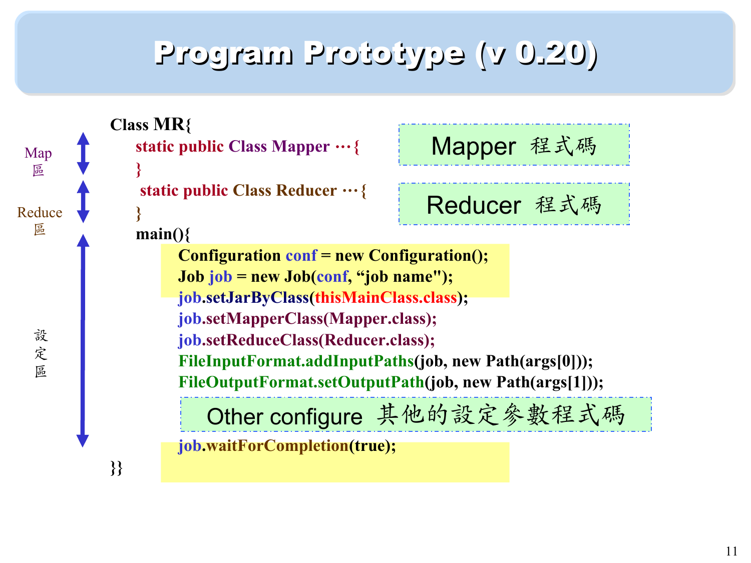# Program Prototype (v 0.20)

Map 區

Reduce 區

設定區

```
Class MR{
    static public Class Mapper …{
    }
    static public Class Reducer …{
    }
    main(){
        Configuration conf = new Configuration();
        Job job = new Job(conf, “job name");
        job.setJarByClass(thisMainClass.class);
        job.setMapperClass(Mapper.class);
        job.setReduceClass(Reducer.class);
        FileInputFormat.addInputPaths(job, new Path(args[0]));
        FileOutputFormat.setOutputPath(job, new Path(args[1]));
        Other configure 其他的設定參數程式碼
        job.waitForCompletion(true);
}}
```

Mapper 程式碼

Reducer 程式碼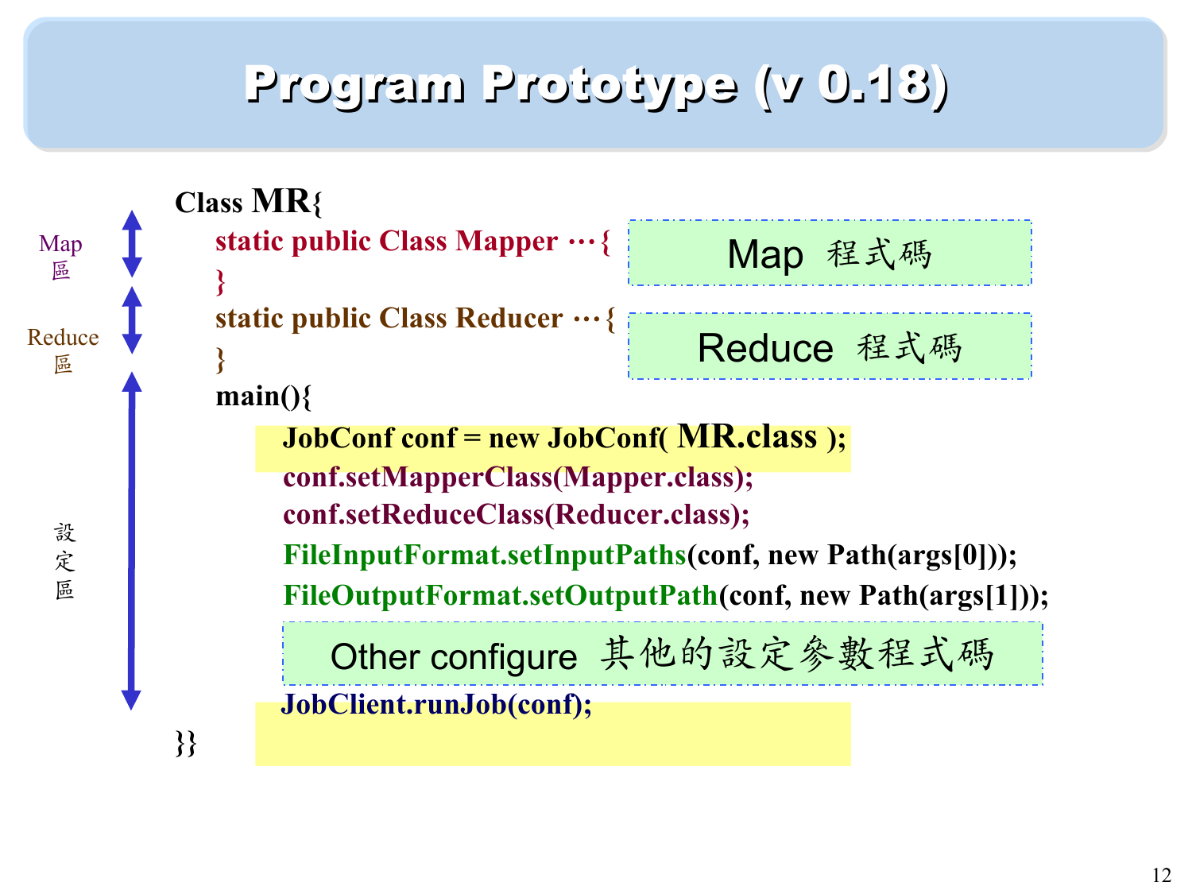# Program Prototype (v 0.18)

```
Class MR{
    static public Class Mapper …{        // Map 程式碼
    }
    static public Class Reducer …{       // Reduce 程式碼
    }
    main(){
        JobConf conf = new JobConf( MR.class );
        conf.setMapperClass(Mapper.class);
        conf.setReduceClass(Reducer.class);
        FileInputFormat.setInputPaths(conf, new Path(args[0]));
        FileOutputFormat.setOutputPath(conf, new Path(args[1]));
        Other configure 其他的設定參數程式碼
        JobClient.runJob(conf);
}}
```

- Map 區
- Reduce 區
- 設定區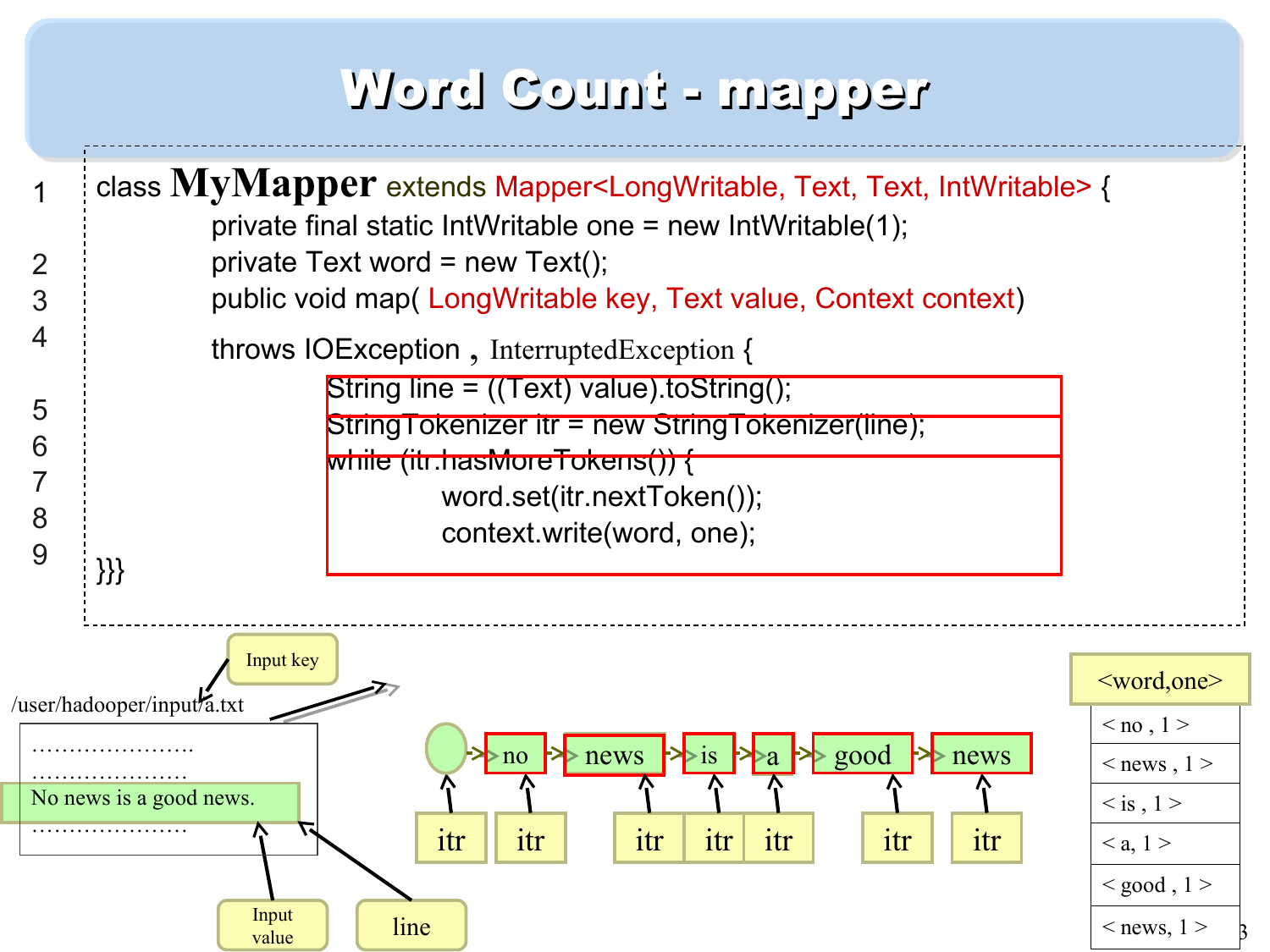# Word Count - mapper

```
1   class MyMapper extends Mapper<LongWritable, Text, Text, IntWritable> {
        private final static IntWritable one = new IntWritable(1);
2       private Text word = new Text();
3       public void map( LongWritable key, Text value, Context context)
4       throws IOException , InterruptedException {
5           String line = ((Text) value).toString();
6           StringTokenizer itr = new StringTokenizer(line);
7           while (itr.hasMoreTokens()) {
8               word.set(itr.nextToken());
9               context.write(word, one);
    }}}
```

Input key

/user/hadooper/input/a.txt

…………………

…………………

No news is a good news.

…………………

Input value

line

no → news → is → a → good → news

itr itr itr itr itr itr itr

| <word,one> |
|---|
| < no , 1 > |
| < news , 1 > |
| < is , 1 > |
| < a, 1 > |
| < good , 1 > |
| < news, 1 > |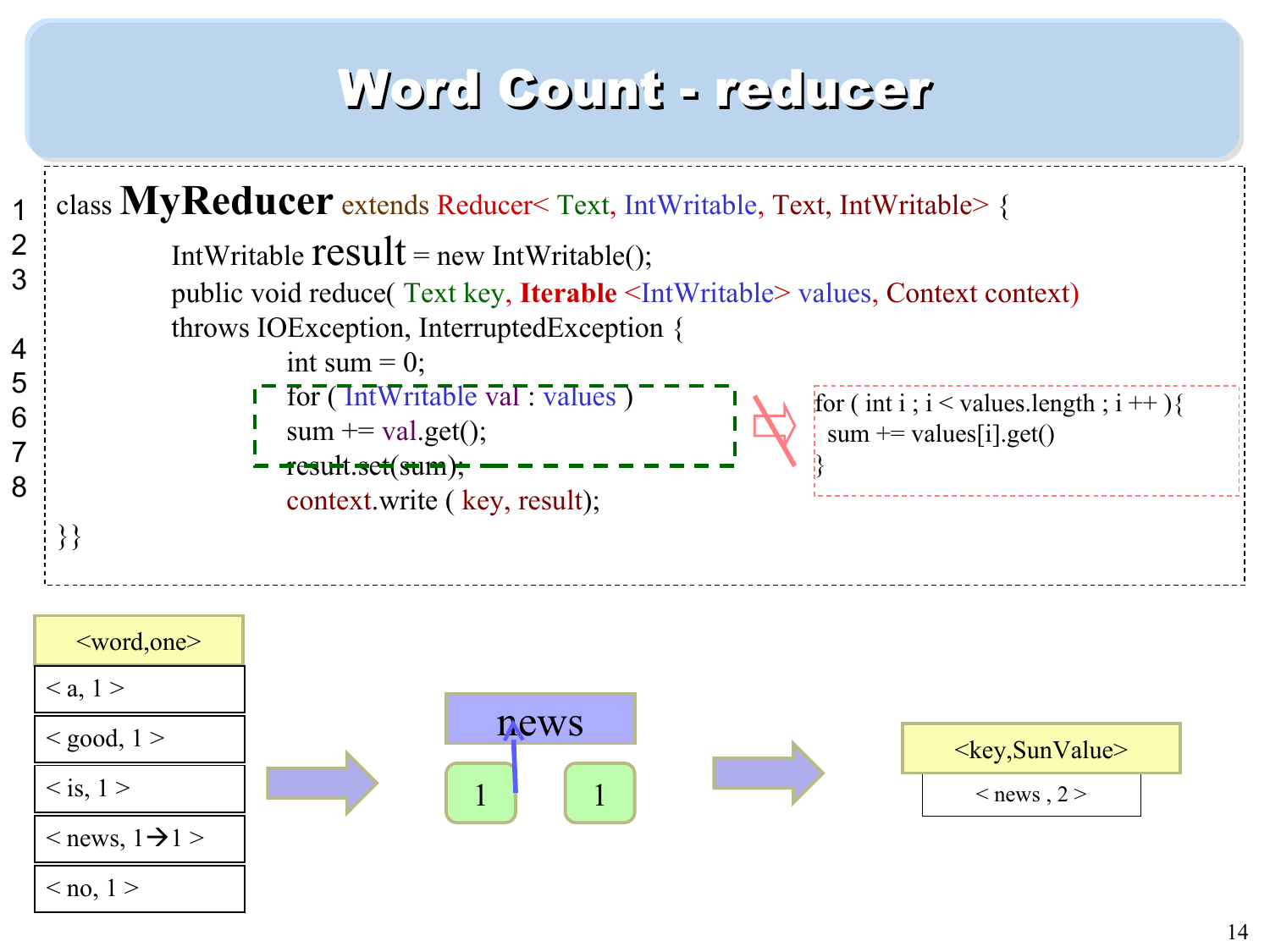# Word Count - reducer

```
1  class MyReducer extends Reducer< Text, IntWritable, Text, IntWritable> {
2      IntWritable result = new IntWritable();
3      public void reduce( Text key, Iterable <IntWritable> values, Context context)
       throws IOException, InterruptedException {
4          int sum = 0;
5          for ( IntWritable val : values )
6          sum += val.get();
7          result.set(sum);
8          context.write ( key, result);
}}
```

```
for ( int i ; i < values.length ; i ++ ){
  sum += values[i].get()
}
```

| <word,one> |
| --- |
| < a, 1 > |
| < good, 1 > |
| < is, 1 > |
| < news, 1→1 > |
| < no, 1 > |

news: 1, 1

| <key,SunValue> |
| --- |
| < news , 2 > |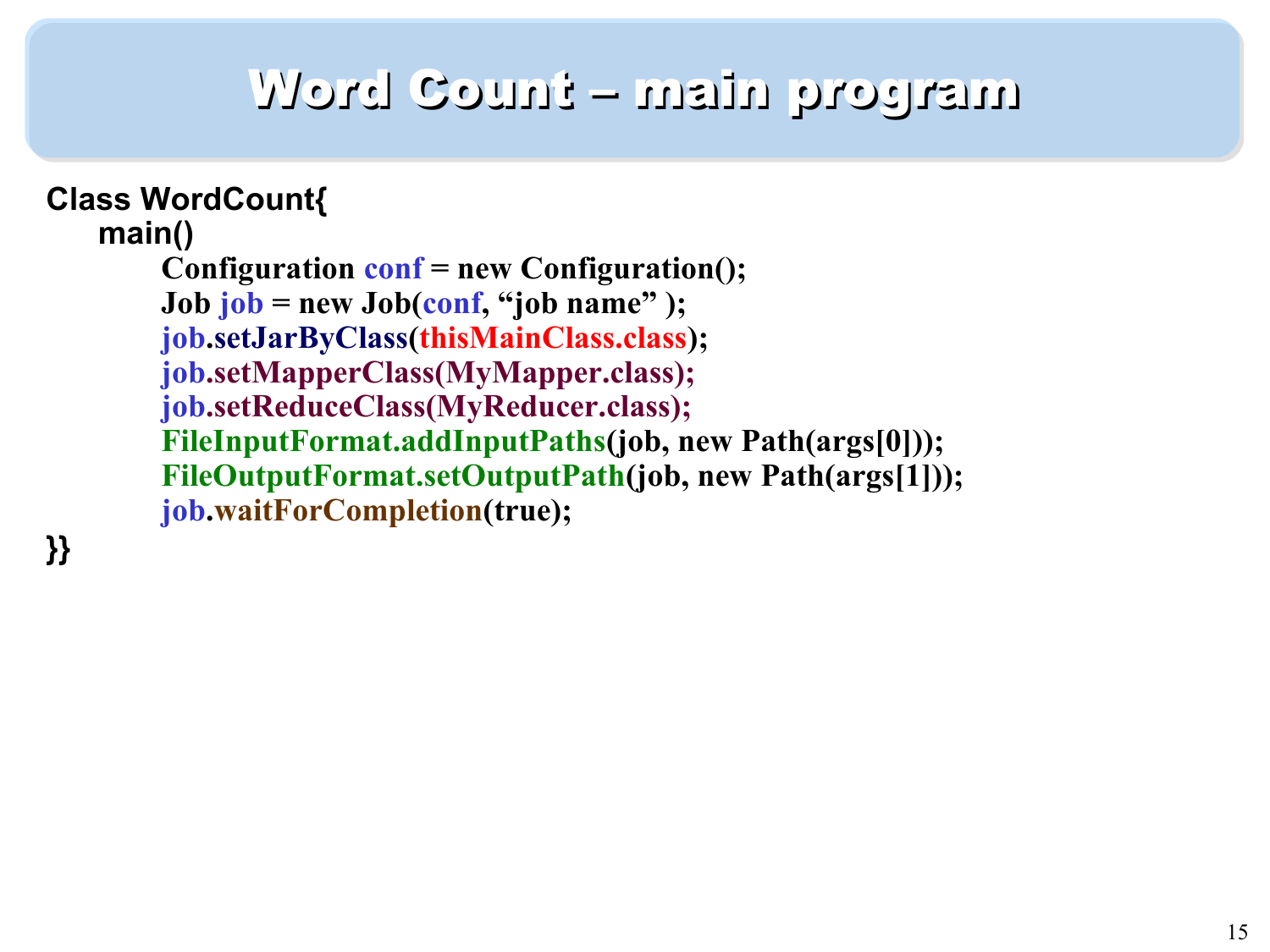# Word Count – main program

```
Class WordCount{
    main()
        Configuration conf = new Configuration();
        Job job = new Job(conf, “job name” );
        job.setJarByClass(thisMainClass.class);
        job.setMapperClass(MyMapper.class);
        job.setReduceClass(MyReducer.class);
        FileInputFormat.addInputPaths(job, new Path(args[0]));
        FileOutputFormat.setOutputPath(job, new Path(args[1]));
        job.waitForCompletion(true);
}}
```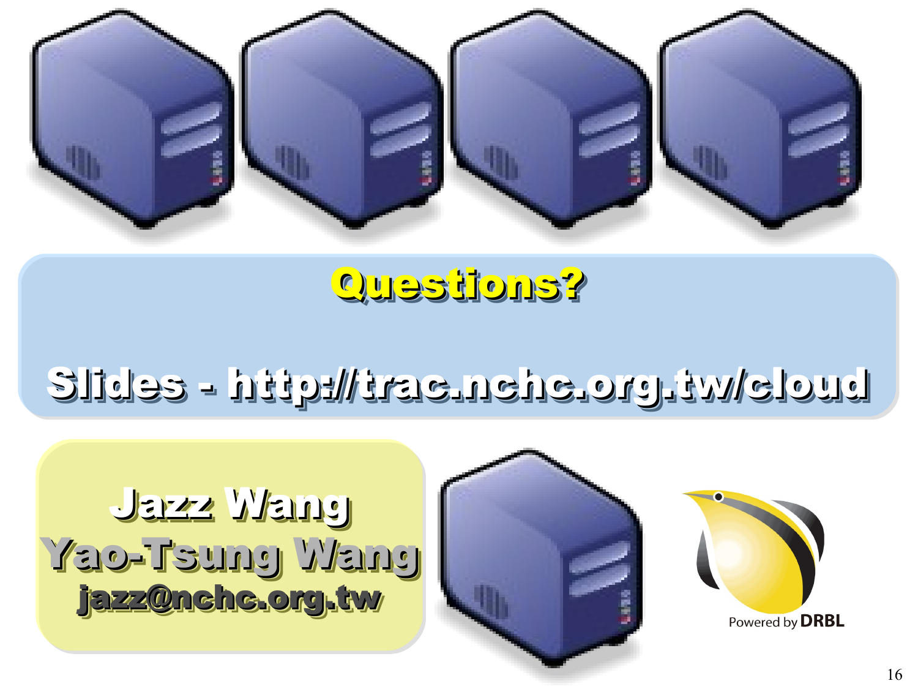# Questions?

**Slides - http://trac.nchc.org.tw/cloud**

**Jazz Wang**

**Yao-Tsung Wang**

**jazz@nchc.org.tw**

Powered by DRBL